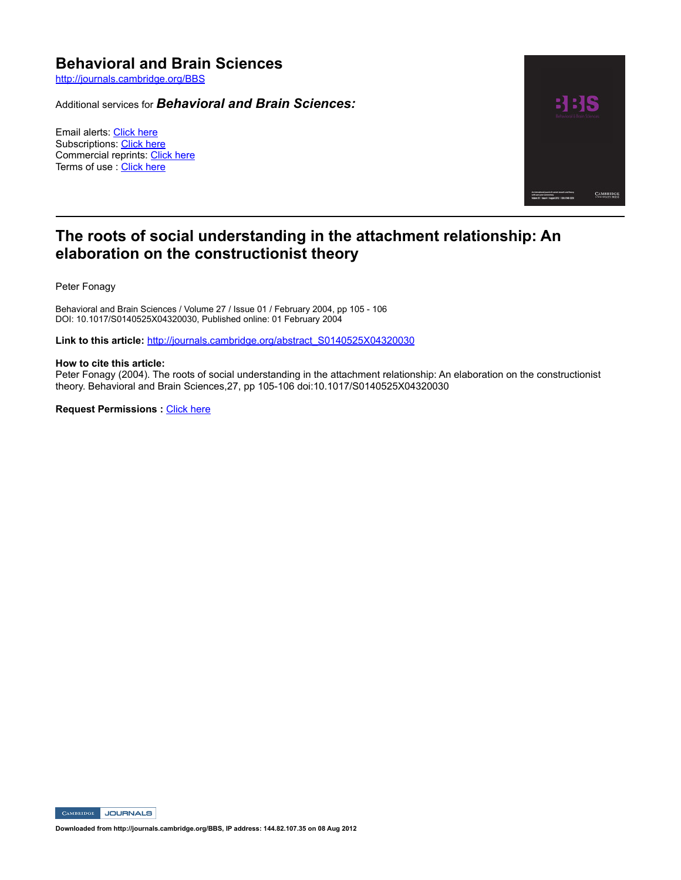# Behavioral and Brain Sciences

http://journals.cambridge.org/BBS

Additional services for ***Behavioral and Brain Sciences:***

Email alerts: Click here
Subscriptions: Click here
Commercial reprints: Click here
Terms of use : Click here

---

## The roots of social understanding in the attachment relationship: An elaboration on the constructionist theory

Peter Fonagy

Behavioral and Brain Sciences / Volume 27 / Issue 01 / February 2004, pp 105 - 106
DOI: 10.1017/S0140525X04320030, Published online: 01 February 2004

**Link to this article:** http://journals.cambridge.org/abstract_S0140525X04320030

**How to cite this article:**
Peter Fonagy (2004). The roots of social understanding in the attachment relationship: An elaboration on the constructionist theory. Behavioral and Brain Sciences,27, pp 105-106 doi:10.1017/S0140525X04320030

**Request Permissions :** Click here

**Downloaded from http://journals.cambridge.org/BBS, IP address: 144.82.107.35 on 08 Aug 2012**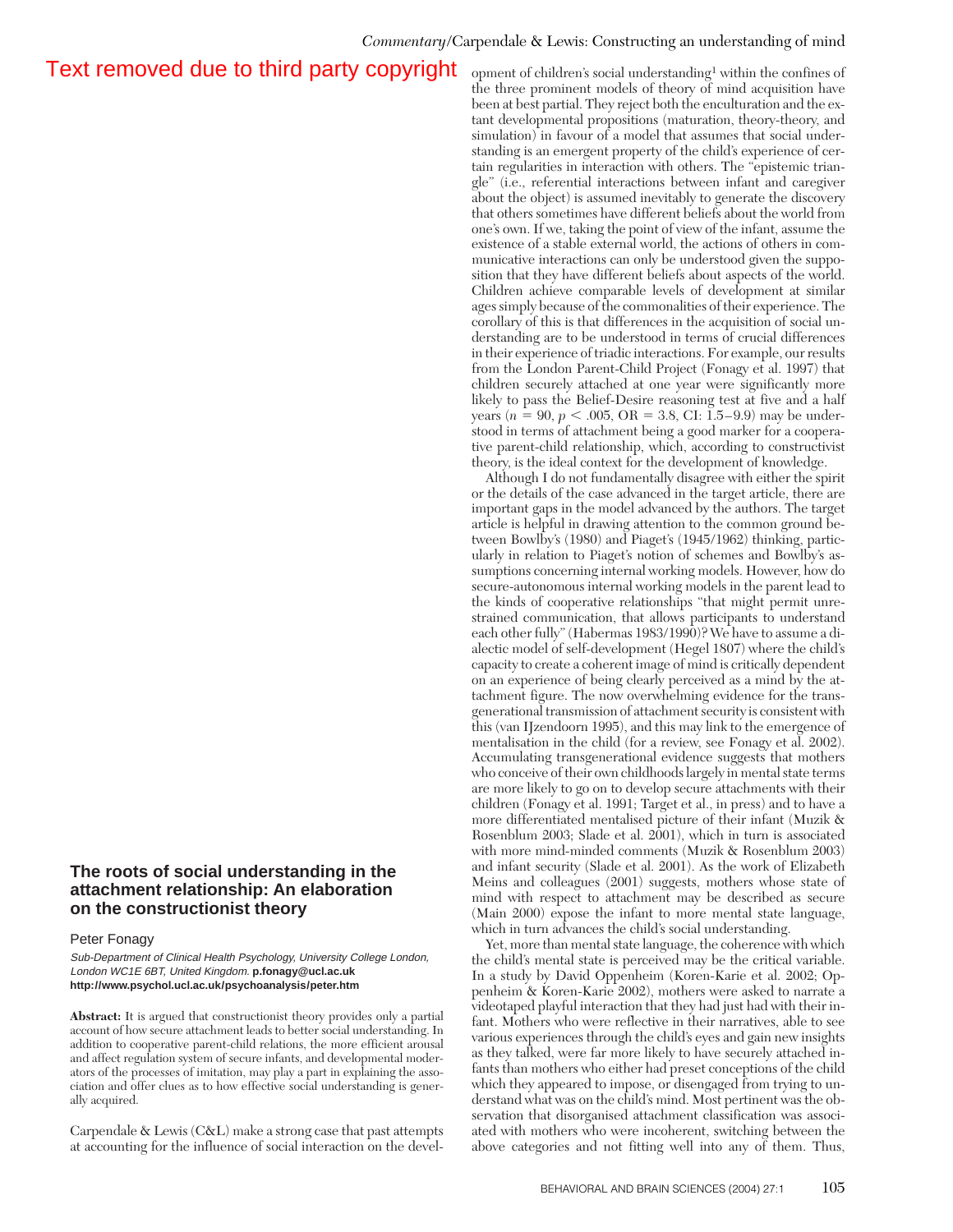Text removed due to third party copyright

## The roots of social understanding in the attachment relationship: An elaboration on the constructionist theory

Peter Fonagy

*Sub-Department of Clinical Health Psychology, University College London, London WC1E 6BT, United Kingdom.* **p.fonagy@ucl.ac.uk**
**http://www.psychol.ucl.ac.uk/psychoanalysis/peter.htm**

**Abstract:** It is argued that constructionist theory provides only a partial account of how secure attachment leads to better social understanding. In addition to cooperative parent-child relations, the more efficient arousal and affect regulation system of secure infants, and developmental moderators of the processes of imitation, may play a part in explaining the association and offer clues as to how effective social understanding is generally acquired.

Carpendale & Lewis (C&L) make a strong case that past attempts at accounting for the influence of social interaction on the development of children's social understanding[1] within the confines of the three prominent models of theory of mind acquisition have been at best partial. They reject both the enculturation and the extant developmental propositions (maturation, theory-theory, and simulation) in favour of a model that assumes that social understanding is an emergent property of the child's experience of certain regularities in interaction with others. The "epistemic triangle" (i.e., referential interactions between infant and caregiver about the object) is assumed inevitably to generate the discovery that others sometimes have different beliefs about the world from one's own. If we, taking the point of view of the infant, assume the existence of a stable external world, the actions of others in communicative interactions can only be understood given the supposition that they have different beliefs about aspects of the world. Children achieve comparable levels of development at similar ages simply because of the commonalities of their experience. The corollary of this is that differences in the acquisition of social understanding are to be understood in terms of crucial differences in their experience of triadic interactions. For example, our results from the London Parent-Child Project (Fonagy et al. 1997) that children securely attached at one year were significantly more likely to pass the Belief-Desire reasoning test at five and a half years ($n = 90$, $p < .005$, OR = 3.8, CI: 1.5–9.9) may be understood in terms of attachment being a good marker for a cooperative parent-child relationship, which, according to constructivist theory, is the ideal context for the development of knowledge.

Although I do not fundamentally disagree with either the spirit or the details of the case advanced in the target article, there are important gaps in the model advanced by the authors. The target article is helpful in drawing attention to the common ground between Bowlby's (1980) and Piaget's (1945/1962) thinking, particularly in relation to Piaget's notion of schemes and Bowlby's assumptions concerning internal working models. However, how do secure-autonomous internal working models in the parent lead to the kinds of cooperative relationships "that might permit unrestrained communication, that allows participants to understand each other fully" (Habermas 1983/1990)? We have to assume a dialectic model of self-development (Hegel 1807) where the child's capacity to create a coherent image of mind is critically dependent on an experience of being clearly perceived as a mind by the attachment figure. The now overwhelming evidence for the transgenerational transmission of attachment security is consistent with this (van IJzendoorn 1995), and this may link to the emergence of mentalisation in the child (for a review, see Fonagy et al. 2002). Accumulating transgenerational evidence suggests that mothers who conceive of their own childhoods largely in mental state terms are more likely to go on to develop secure attachments with their children (Fonagy et al. 1991; Target et al., in press) and to have a more differentiated mentalised picture of their infant (Muzik & Rosenblum 2003; Slade et al. 2001), which in turn is associated with more mind-minded comments (Muzik & Rosenblum 2003) and infant security (Slade et al. 2001). As the work of Elizabeth Meins and colleagues (2001) suggests, mothers whose state of mind with respect to attachment may be described as secure (Main 2000) expose the infant to more mental state language, which in turn advances the child's social understanding.

Yet, more than mental state language, the coherence with which the child's mental state is perceived may be the critical variable. In a study by David Oppenheim (Koren-Karie et al. 2002; Oppenheim & Koren-Karie 2002), mothers were asked to narrate a videotaped playful interaction that they had just had with their infant. Mothers who were reflective in their narratives, able to see various experiences through the child's eyes and gain new insights as they talked, were far more likely to have securely attached infants than mothers who either had preset conceptions of the child which they appeared to impose, or disengaged from trying to understand what was on the child's mind. Most pertinent was the observation that disorganised attachment classification was associated with mothers who were incoherent, switching between the above categories and not fitting well into any of them. Thus,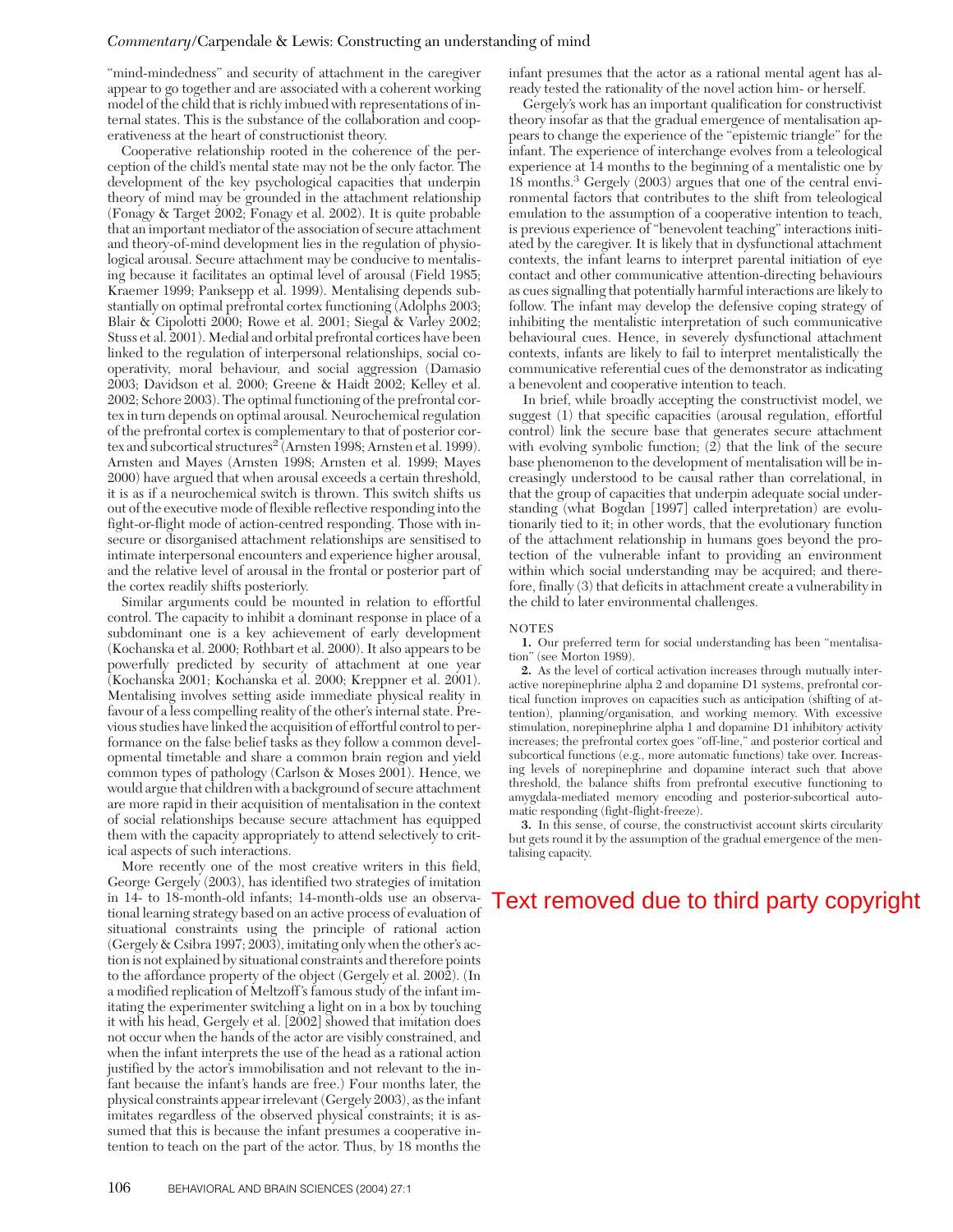"mind-mindedness" and security of attachment in the caregiver appear to go together and are associated with a coherent working model of the child that is richly imbued with representations of internal states. This is the substance of the collaboration and cooperativeness at the heart of constructionist theory.

Cooperative relationship rooted in the coherence of the perception of the child's mental state may not be the only factor. The development of the key psychological capacities that underpin theory of mind may be grounded in the attachment relationship (Fonagy & Target 2002; Fonagy et al. 2002). It is quite probable that an important mediator of the association of secure attachment and theory-of-mind development lies in the regulation of physiological arousal. Secure attachment may be conducive to mentalising because it facilitates an optimal level of arousal (Field 1985; Kraemer 1999; Panksepp et al. 1999). Mentalising depends substantially on optimal prefrontal cortex functioning (Adolphs 2003; Blair & Cipolotti 2000; Rowe et al. 2001; Siegal & Varley 2002; Stuss et al. 2001). Medial and orbital prefrontal cortices have been linked to the regulation of interpersonal relationships, social cooperativity, moral behaviour, and social aggression (Damasio 2003; Davidson et al. 2000; Greene & Haidt 2002; Kelley et al. 2002; Schore 2003). The optimal functioning of the prefrontal cortex in turn depends on optimal arousal. Neurochemical regulation of the prefrontal cortex is complementary to that of posterior cortex and subcortical structures[2] (Arnsten 1998; Arnsten et al. 1999). Arnsten and Mayes (Arnsten 1998; Arnsten et al. 1999; Mayes 2000) have argued that when arousal exceeds a certain threshold, it is as if a neurochemical switch is thrown. This switch shifts us out of the executive mode of flexible reflective responding into the fight-or-flight mode of action-centred responding. Those with insecure or disorganised attachment relationships are sensitised to intimate interpersonal encounters and experience higher arousal, and the relative level of arousal in the frontal or posterior part of the cortex readily shifts posteriorly.

Similar arguments could be mounted in relation to effortful control. The capacity to inhibit a dominant response in place of a subdominant one is a key achievement of early development (Kochanska et al. 2000; Rothbart et al. 2000). It also appears to be powerfully predicted by security of attachment at one year (Kochanska 2001; Kochanska et al. 2000; Kreppner et al. 2001). Mentalising involves setting aside immediate physical reality in favour of a less compelling reality of the other's internal state. Previous studies have linked the acquisition of effortful control to performance on the false belief tasks as they follow a common developmental timetable and share a common brain region and yield common types of pathology (Carlson & Moses 2001). Hence, we would argue that children with a background of secure attachment are more rapid in their acquisition of mentalisation in the context of social relationships because secure attachment has equipped them with the capacity appropriately to attend selectively to critical aspects of such interactions.

More recently one of the most creative writers in this field, George Gergely (2003), has identified two strategies of imitation in 14- to 18-month-old infants; 14-month-olds use an observational learning strategy based on an active process of evaluation of situational constraints using the principle of rational action (Gergely & Csibra 1997; 2003), imitating only when the other's action is not explained by situational constraints and therefore points to the affordance property of the object (Gergely et al. 2002). (In a modified replication of Meltzoff's famous study of the infant imitating the experimenter switching a light on in a box by touching it with his head, Gergely et al. [2002] showed that imitation does not occur when the hands of the actor are visibly constrained, and when the infant interprets the use of the head as a rational action justified by the actor's immobilisation and not relevant to the infant because the infant's hands are free.) Four months later, the physical constraints appear irrelevant (Gergely 2003), as the infant imitates regardless of the observed physical constraints; it is assumed that this is because the infant presumes a cooperative intention to teach on the part of the actor. Thus, by 18 months the infant presumes that the actor as a rational mental agent has already tested the rationality of the novel action him- or herself.

Gergely's work has an important qualification for constructivist theory insofar as that the gradual emergence of mentalisation appears to change the experience of the "epistemic triangle" for the infant. The experience of interchange evolves from a teleological experience at 14 months to the beginning of a mentalistic one by 18 months.[3] Gergely (2003) argues that one of the central environmental factors that contributes to the shift from teleological emulation to the assumption of a cooperative intention to teach, is previous experience of "benevolent teaching" interactions initiated by the caregiver. It is likely that in dysfunctional attachment contexts, the infant learns to interpret parental initiation of eye contact and other communicative attention-directing behaviours as cues signalling that potentially harmful interactions are likely to follow. The infant may develop the defensive coping strategy of inhibiting the mentalistic interpretation of such communicative behavioural cues. Hence, in severely dysfunctional attachment contexts, infants are likely to fail to interpret mentalistically the communicative referential cues of the demonstrator as indicating a benevolent and cooperative intention to teach.

In brief, while broadly accepting the constructivist model, we suggest (1) that specific capacities (arousal regulation, effortful control) link the secure base that generates secure attachment with evolving symbolic function; (2) that the link of the secure base phenomenon to the development of mentalisation will be increasingly understood to be causal rather than correlational, in that the group of capacities that underpin adequate social understanding (what Bogdan [1997] called interpretation) are evolutionarily tied to it; in other words, that the evolutionary function of the attachment relationship in humans goes beyond the protection of the vulnerable infant to providing an environment within which social understanding may be acquired; and therefore, finally (3) that deficits in attachment create a vulnerability in the child to later environmental challenges.

NOTES

**1.** Our preferred term for social understanding has been "mentalisation" (see Morton 1989).

**2.** As the level of cortical activation increases through mutually interactive norepinephrine alpha 2 and dopamine D1 systems, prefrontal cortical function improves on capacities such as anticipation (shifting of attention), planning/organisation, and working memory. With excessive stimulation, norepinephrine alpha 1 and dopamine D1 inhibitory activity increases; the prefrontal cortex goes "off-line," and posterior cortical and subcortical functions (e.g., more automatic functions) take over. Increasing levels of norepinephrine and dopamine interact such that above threshold, the balance shifts from prefrontal executive functioning to amygdala-mediated memory encoding and posterior-subcortical automatic responding (fight-flight-freeze).

**3.** In this sense, of course, the constructivist account skirts circularity but gets round it by the assumption of the gradual emergence of the mentalising capacity.

Text removed due to third party copyright